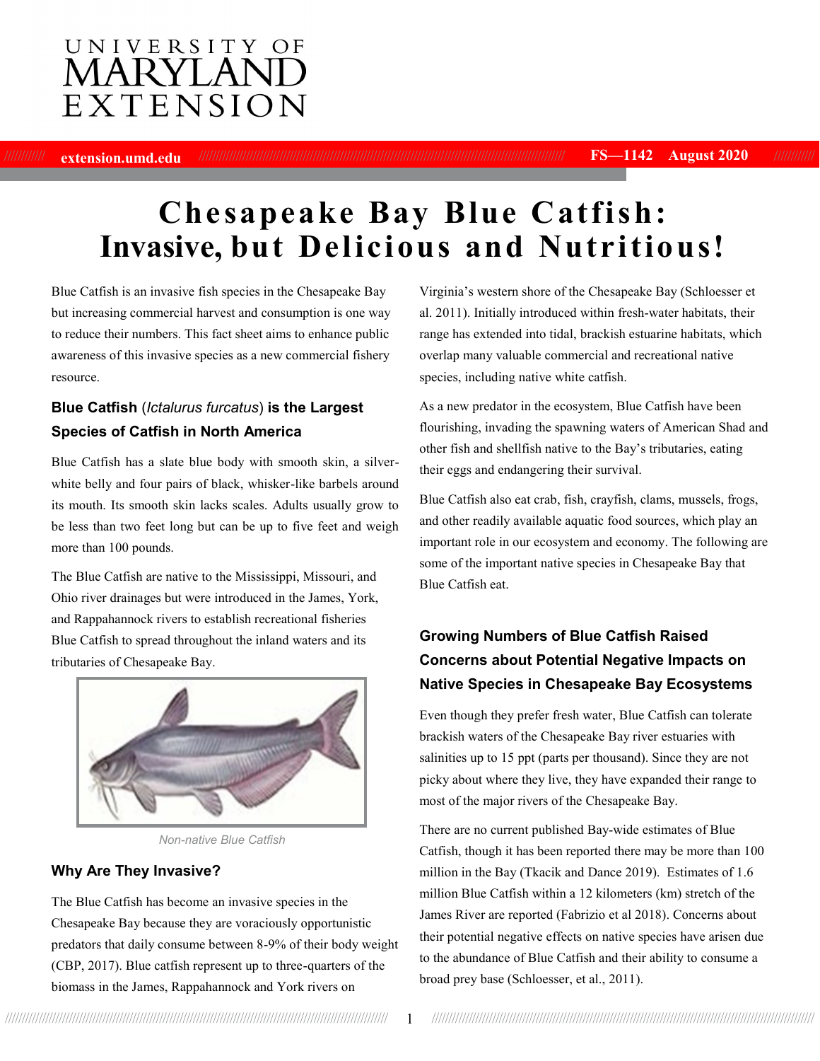UNIVERSITY OF MARYLAND EXTENSION

extension.umd.edu FS—1142 August 2020

# Chesapeake Bay Blue Catfish: Invasive, but Delicious and Nutritious!

Blue Catfish is an invasive fish species in the Chesapeake Bay but increasing commercial harvest and consumption is one way to reduce their numbers. This fact sheet aims to enhance public awareness of this invasive species as a new commercial fishery resource.

## Blue Catfish (*Ictalurus furcatus*) is the Largest Species of Catfish in North America

Blue Catfish has a slate blue body with smooth skin, a silver-white belly and four pairs of black, whisker-like barbels around its mouth. Its smooth skin lacks scales. Adults usually grow to be less than two feet long but can be up to five feet and weigh more than 100 pounds.

The Blue Catfish are native to the Mississippi, Missouri, and Ohio river drainages but were introduced in the James, York, and Rappahannock rivers to establish recreational fisheries Blue Catfish to spread throughout the inland waters and its tributaries of Chesapeake Bay.

*Non-native Blue Catfish*

## Why Are They Invasive?

The Blue Catfish has become an invasive species in the Chesapeake Bay because they are voraciously opportunistic predators that daily consume between 8-9% of their body weight (CBP, 2017). Blue catfish represent up to three-quarters of the biomass in the James, Rappahannock and York rivers on Virginia's western shore of the Chesapeake Bay (Schloesser et al. 2011). Initially introduced within fresh-water habitats, their range has extended into tidal, brackish estuarine habitats, which overlap many valuable commercial and recreational native species, including native white catfish.

As a new predator in the ecosystem, Blue Catfish have been flourishing, invading the spawning waters of American Shad and other fish and shellfish native to the Bay's tributaries, eating their eggs and endangering their survival.

Blue Catfish also eat crab, fish, crayfish, clams, mussels, frogs, and other readily available aquatic food sources, which play an important role in our ecosystem and economy. The following are some of the important native species in Chesapeake Bay that Blue Catfish eat.

## Growing Numbers of Blue Catfish Raised Concerns about Potential Negative Impacts on Native Species in Chesapeake Bay Ecosystems

Even though they prefer fresh water, Blue Catfish can tolerate brackish waters of the Chesapeake Bay river estuaries with salinities up to 15 ppt (parts per thousand). Since they are not picky about where they live, they have expanded their range to most of the major rivers of the Chesapeake Bay.

There are no current published Bay-wide estimates of Blue Catfish, though it has been reported there may be more than 100 million in the Bay (Tkacik and Dance 2019). Estimates of 1.6 million Blue Catfish within a 12 kilometers (km) stretch of the James River are reported (Fabrizio et al 2018). Concerns about their potential negative effects on native species have arisen due to the abundance of Blue Catfish and their ability to consume a broad prey base (Schloesser, et al., 2011).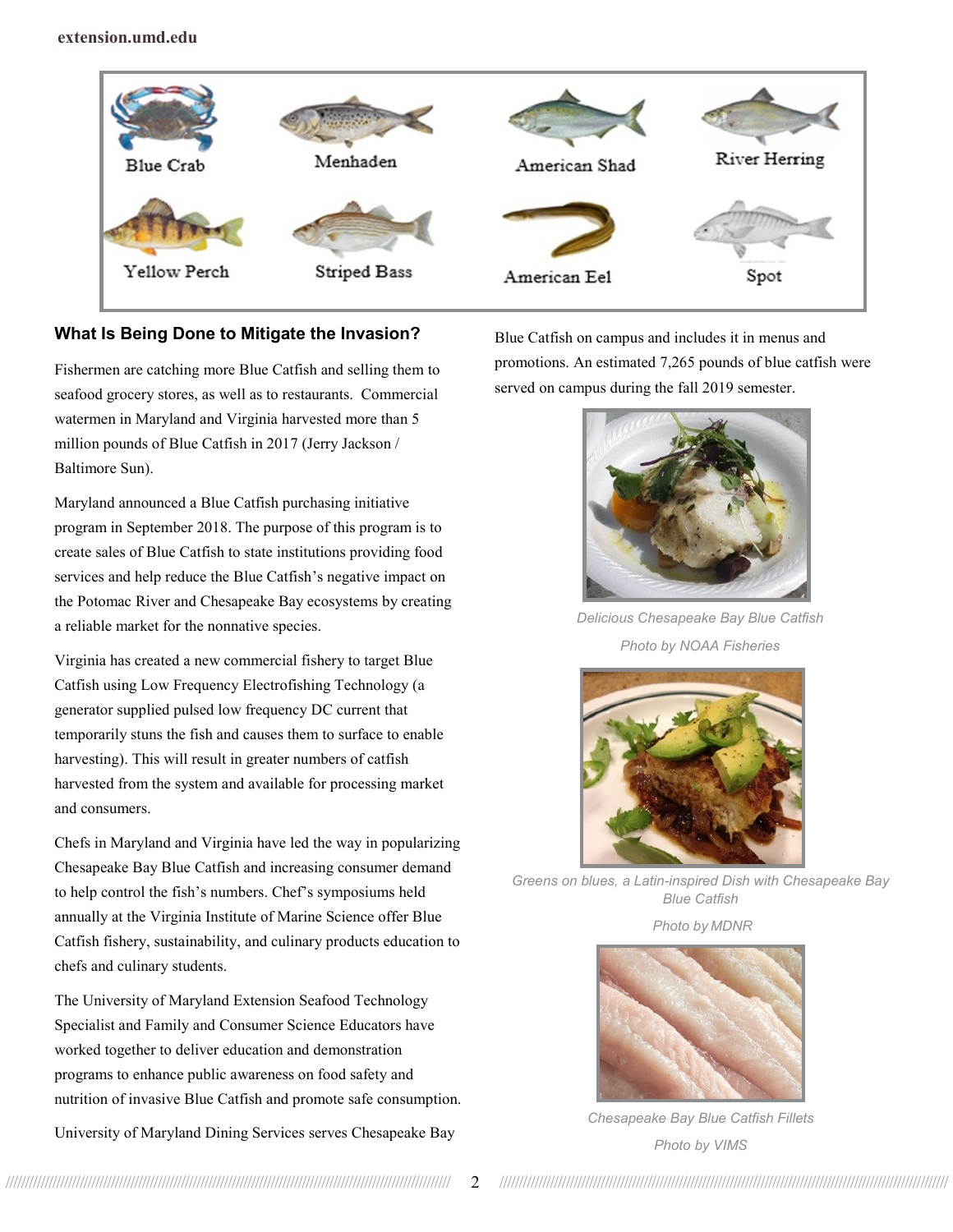Blue Crab | Menhaden | American Shad | River Herring

Yellow Perch | Striped Bass | American Eel | Spot

## What Is Being Done to Mitigate the Invasion?

Fishermen are catching more Blue Catfish and selling them to seafood grocery stores, as well as to restaurants. Commercial watermen in Maryland and Virginia harvested more than 5 million pounds of Blue Catfish in 2017 (Jerry Jackson / Baltimore Sun).

Maryland announced a Blue Catfish purchasing initiative program in September 2018. The purpose of this program is to create sales of Blue Catfish to state institutions providing food services and help reduce the Blue Catfish's negative impact on the Potomac River and Chesapeake Bay ecosystems by creating a reliable market for the nonnative species.

Virginia has created a new commercial fishery to target Blue Catfish using Low Frequency Electrofishing Technology (a generator supplied pulsed low frequency DC current that temporarily stuns the fish and causes them to surface to enable harvesting). This will result in greater numbers of catfish harvested from the system and available for processing market and consumers.

Chefs in Maryland and Virginia have led the way in popularizing Chesapeake Bay Blue Catfish and increasing consumer demand to help control the fish's numbers. Chef's symposiums held annually at the Virginia Institute of Marine Science offer Blue Catfish fishery, sustainability, and culinary products education to chefs and culinary students.

The University of Maryland Extension Seafood Technology Specialist and Family and Consumer Science Educators have worked together to deliver education and demonstration programs to enhance public awareness on food safety and nutrition of invasive Blue Catfish and promote safe consumption.

University of Maryland Dining Services serves Chesapeake Bay Blue Catfish on campus and includes it in menus and promotions. An estimated 7,265 pounds of blue catfish were served on campus during the fall 2019 semester.

*Delicious Chesapeake Bay Blue Catfish*

*Photo by NOAA Fisheries*

*Greens on blues, a Latin-inspired Dish with Chesapeake Bay Blue Catfish*

*Photo by MDNR*

*Chesapeake Bay Blue Catfish Fillets*

*Photo by VIMS*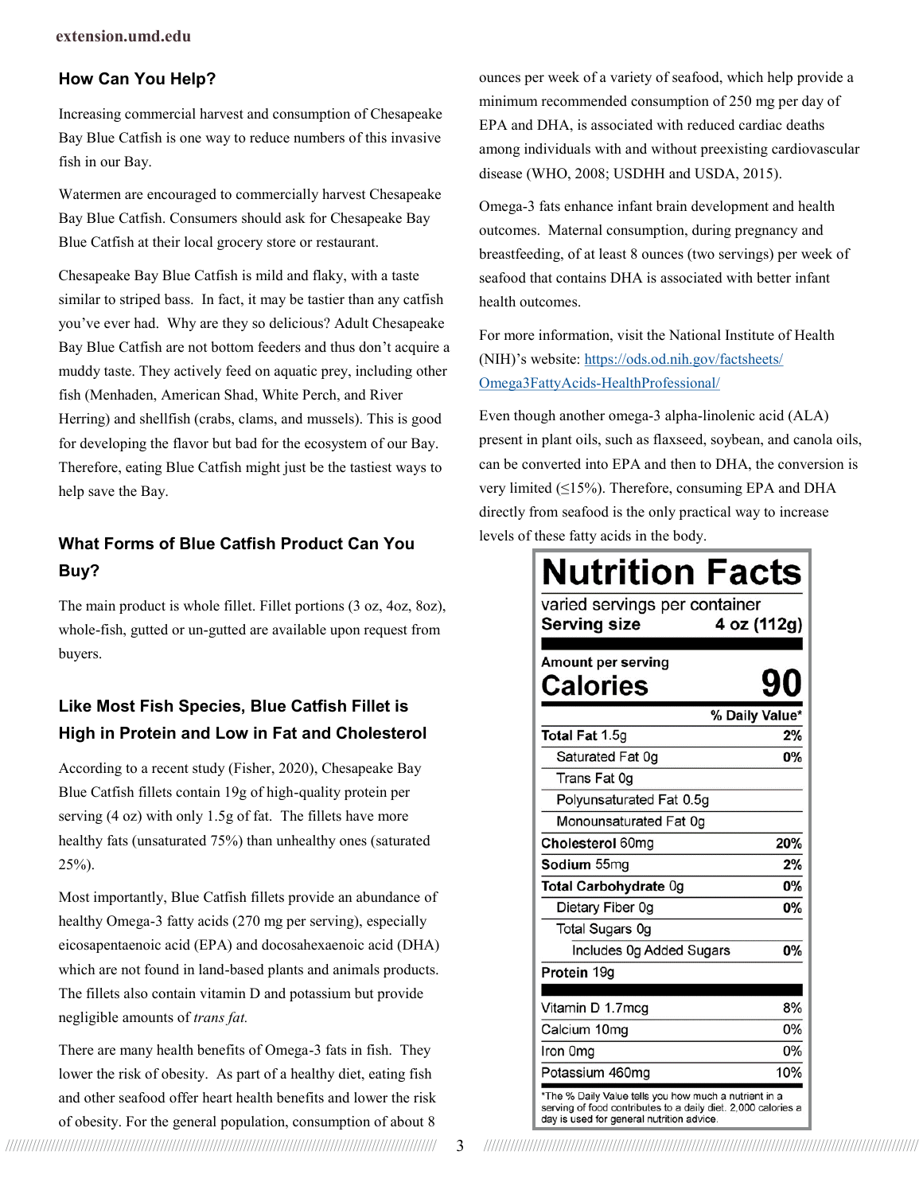## How Can You Help?

Increasing commercial harvest and consumption of Chesapeake Bay Blue Catfish is one way to reduce numbers of this invasive fish in our Bay.

Watermen are encouraged to commercially harvest Chesapeake Bay Blue Catfish. Consumers should ask for Chesapeake Bay Blue Catfish at their local grocery store or restaurant.

Chesapeake Bay Blue Catfish is mild and flaky, with a taste similar to striped bass. In fact, it may be tastier than any catfish you've ever had. Why are they so delicious? Adult Chesapeake Bay Blue Catfish are not bottom feeders and thus don't acquire a muddy taste. They actively feed on aquatic prey, including other fish (Menhaden, American Shad, White Perch, and River Herring) and shellfish (crabs, clams, and mussels). This is good for developing the flavor but bad for the ecosystem of our Bay. Therefore, eating Blue Catfish might just be the tastiest ways to help save the Bay.

## What Forms of Blue Catfish Product Can You Buy?

The main product is whole fillet. Fillet portions (3 oz, 4oz, 8oz), whole-fish, gutted or un-gutted are available upon request from buyers.

## Like Most Fish Species, Blue Catfish Fillet is High in Protein and Low in Fat and Cholesterol

According to a recent study (Fisher, 2020), Chesapeake Bay Blue Catfish fillets contain 19g of high-quality protein per serving (4 oz) with only 1.5g of fat. The fillets have more healthy fats (unsaturated 75%) than unhealthy ones (saturated 25%).

Most importantly, Blue Catfish fillets provide an abundance of healthy Omega-3 fatty acids (270 mg per serving), especially eicosapentaenoic acid (EPA) and docosahexaenoic acid (DHA) which are not found in land-based plants and animals products. The fillets also contain vitamin D and potassium but provide negligible amounts of *trans fat.*

There are many health benefits of Omega-3 fats in fish. They lower the risk of obesity. As part of a healthy diet, eating fish and other seafood offer heart health benefits and lower the risk of obesity. For the general population, consumption of about 8 ounces per week of a variety of seafood, which help provide a minimum recommended consumption of 250 mg per day of EPA and DHA, is associated with reduced cardiac deaths among individuals with and without preexisting cardiovascular disease (WHO, 2008; USDHH and USDA, 2015).

Omega-3 fats enhance infant brain development and health outcomes. Maternal consumption, during pregnancy and breastfeeding, of at least 8 ounces (two servings) per week of seafood that contains DHA is associated with better infant health outcomes.

For more information, visit the National Institute of Health (NIH)'s website: https://ods.od.nih.gov/factsheets/Omega3FattyAcids-HealthProfessional/

Even though another omega-3 alpha-linolenic acid (ALA) present in plant oils, such as flaxseed, soybean, and canola oils, can be converted into EPA and then to DHA, the conversion is very limited (≤15%). Therefore, consuming EPA and DHA directly from seafood is the only practical way to increase levels of these fatty acids in the body.

**Nutrition Facts**

varied servings per container

| **Serving size** | **4 oz (112g)** |
|---|---|
| **Amount per serving** | |
| **Calories** | **90** |
| | **% Daily Value*** |
| **Total Fat** 1.5g | **2%** |
| Saturated Fat 0g | **0%** |
| Trans Fat 0g | |
| Polyunsaturated Fat 0.5g | |
| Monounsaturated Fat 0g | |
| **Cholesterol** 60mg | **20%** |
| **Sodium** 55mg | **2%** |
| **Total Carbohydrate** 0g | **0%** |
| Dietary Fiber 0g | **0%** |
| Total Sugars 0g | |
| Includes 0g Added Sugars | **0%** |
| **Protein** 19g | |
| Vitamin D 1.7mcg | 8% |
| Calcium 10mg | 0% |
| Iron 0mg | 0% |
| Potassium 460mg | 10% |

*The % Daily Value tells you how much a nutrient in a serving of food contributes to a daily diet. 2,000 calories a day is used for general nutrition advice.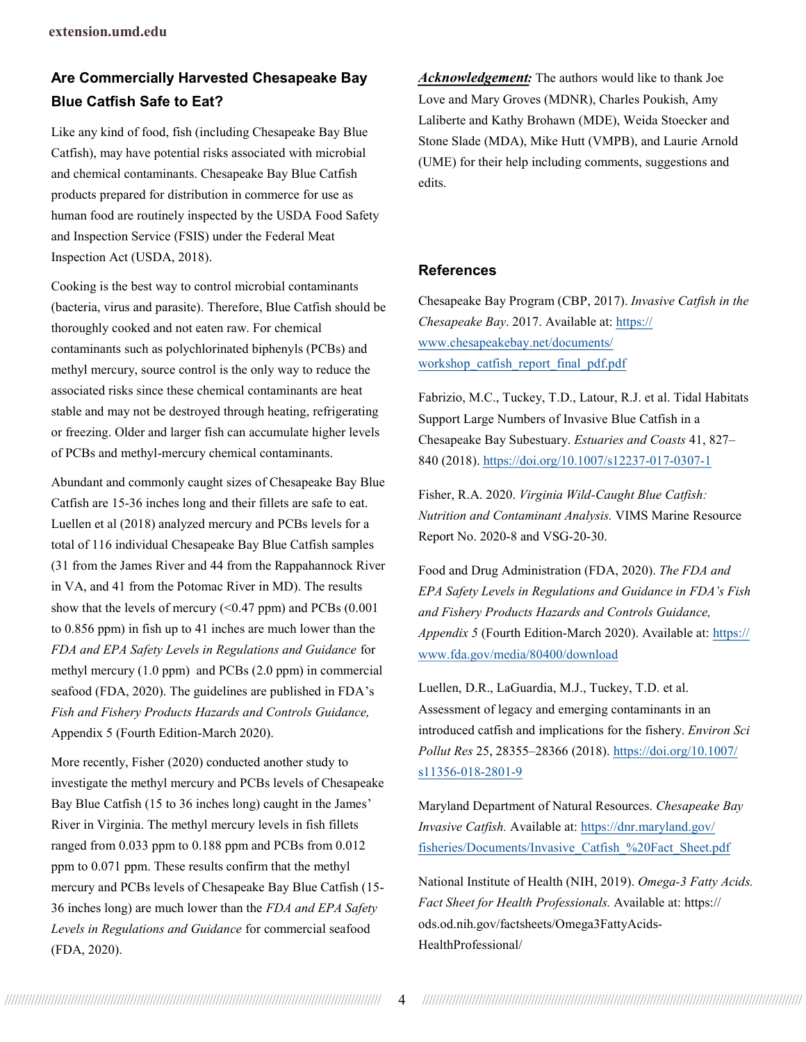## Are Commercially Harvested Chesapeake Bay Blue Catfish Safe to Eat?

Like any kind of food, fish (including Chesapeake Bay Blue Catfish), may have potential risks associated with microbial and chemical contaminants. Chesapeake Bay Blue Catfish products prepared for distribution in commerce for use as human food are routinely inspected by the USDA Food Safety and Inspection Service (FSIS) under the Federal Meat Inspection Act (USDA, 2018).

Cooking is the best way to control microbial contaminants (bacteria, virus and parasite). Therefore, Blue Catfish should be thoroughly cooked and not eaten raw. For chemical contaminants such as polychlorinated biphenyls (PCBs) and methyl mercury, source control is the only way to reduce the associated risks since these chemical contaminants are heat stable and may not be destroyed through heating, refrigerating or freezing. Older and larger fish can accumulate higher levels of PCBs and methyl-mercury chemical contaminants.

Abundant and commonly caught sizes of Chesapeake Bay Blue Catfish are 15-36 inches long and their fillets are safe to eat. Luellen et al (2018) analyzed mercury and PCBs levels for a total of 116 individual Chesapeake Bay Blue Catfish samples (31 from the James River and 44 from the Rappahannock River in VA, and 41 from the Potomac River in MD). The results show that the levels of mercury (<0.47 ppm) and PCBs (0.001 to 0.856 ppm) in fish up to 41 inches are much lower than the *FDA and EPA Safety Levels in Regulations and Guidance* for methyl mercury (1.0 ppm) and PCBs (2.0 ppm) in commercial seafood (FDA, 2020). The guidelines are published in FDA's *Fish and Fishery Products Hazards and Controls Guidance,* Appendix 5 (Fourth Edition-March 2020).

More recently, Fisher (2020) conducted another study to investigate the methyl mercury and PCBs levels of Chesapeake Bay Blue Catfish (15 to 36 inches long) caught in the James' River in Virginia. The methyl mercury levels in fish fillets ranged from 0.033 ppm to 0.188 ppm and PCBs from 0.012 ppm to 0.071 ppm. These results confirm that the methyl mercury and PCBs levels of Chesapeake Bay Blue Catfish (15-36 inches long) are much lower than the *FDA and EPA Safety Levels in Regulations and Guidance* for commercial seafood (FDA, 2020).

***Acknowledgement:*** The authors would like to thank Joe Love and Mary Groves (MDNR), Charles Poukish, Amy Laliberte and Kathy Brohawn (MDE), Weida Stoecker and Stone Slade (MDA), Mike Hutt (VMPB), and Laurie Arnold (UME) for their help including comments, suggestions and edits.

## References

Chesapeake Bay Program (CBP, 2017). *Invasive Catfish in the Chesapeake Bay*. 2017. Available at: https://www.chesapeakebay.net/documents/workshop_catfish_report_final_pdf.pdf

Fabrizio, M.C., Tuckey, T.D., Latour, R.J. et al. Tidal Habitats Support Large Numbers of Invasive Blue Catfish in a Chesapeake Bay Subestuary. *Estuaries and Coasts* 41, 827–840 (2018). https://doi.org/10.1007/s12237-017-0307-1

Fisher, R.A. 2020. *Virginia Wild-Caught Blue Catfish: Nutrition and Contaminant Analysis.* VIMS Marine Resource Report No. 2020-8 and VSG-20-30.

Food and Drug Administration (FDA, 2020). *The FDA and EPA Safety Levels in Regulations and Guidance in FDA's Fish and Fishery Products Hazards and Controls Guidance, Appendix 5* (Fourth Edition-March 2020). Available at: https://www.fda.gov/media/80400/download

Luellen, D.R., LaGuardia, M.J., Tuckey, T.D. et al. Assessment of legacy and emerging contaminants in an introduced catfish and implications for the fishery. *Environ Sci Pollut Res* 25, 28355–28366 (2018). https://doi.org/10.1007/s11356-018-2801-9

Maryland Department of Natural Resources. *Chesapeake Bay Invasive Catfish.* Available at: https://dnr.maryland.gov/fisheries/Documents/Invasive_Catfish_%20Fact_Sheet.pdf

National Institute of Health (NIH, 2019). *Omega-3 Fatty Acids. Fact Sheet for Health Professionals.* Available at: https://ods.od.nih.gov/factsheets/Omega3FattyAcids-HealthProfessional/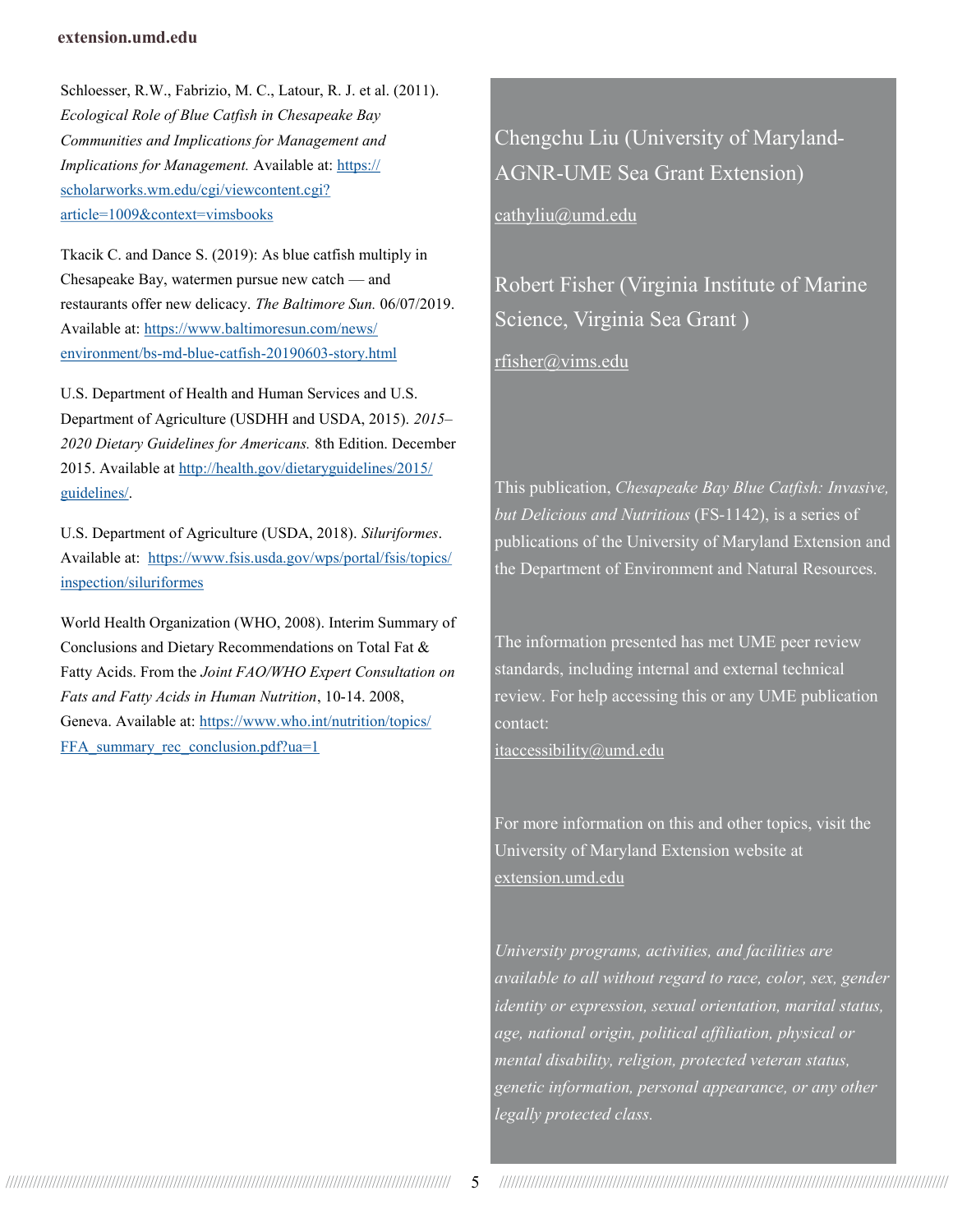Schloesser, R.W., Fabrizio, M. C., Latour, R. J. et al. (2011). *Ecological Role of Blue Catfish in Chesapeake Bay Communities and Implications for Management and Implications for Management.* Available at: https://scholarworks.wm.edu/cgi/viewcontent.cgi?article=1009&context=vimsbooks

Tkacik C. and Dance S. (2019): As blue catfish multiply in Chesapeake Bay, watermen pursue new catch — and restaurants offer new delicacy. *The Baltimore Sun.* 06/07/2019. Available at: https://www.baltimoresun.com/news/environment/bs-md-blue-catfish-20190603-story.html

U.S. Department of Health and Human Services and U.S. Department of Agriculture (USDHH and USDA, 2015). *2015–2020 Dietary Guidelines for Americans.* 8th Edition. December 2015. Available at http://health.gov/dietaryguidelines/2015/guidelines/.

U.S. Department of Agriculture (USDA, 2018). *Siluriformes*. Available at: https://www.fsis.usda.gov/wps/portal/fsis/topics/inspection/siluriformes

World Health Organization (WHO, 2008). Interim Summary of Conclusions and Dietary Recommendations on Total Fat & Fatty Acids. From the *Joint FAO/WHO Expert Consultation on Fats and Fatty Acids in Human Nutrition*, 10-14. 2008, Geneva. Available at: https://www.who.int/nutrition/topics/FFA_summary_rec_conclusion.pdf?ua=1

Chengchu Liu (University of Maryland-AGNR-UME Sea Grant Extension)

cathyliu@umd.edu

Robert Fisher (Virginia Institute of Marine Science, Virginia Sea Grant )

rfisher@vims.edu

This publication, *Chesapeake Bay Blue Catfish: Invasive, but Delicious and Nutritious* (FS-1142), is a series of publications of the University of Maryland Extension and the Department of Environment and Natural Resources.

The information presented has met UME peer review standards, including internal and external technical review. For help accessing this or any UME publication contact:
itaccessibility@umd.edu

For more information on this and other topics, visit the University of Maryland Extension website at extension.umd.edu

*University programs, activities, and facilities are available to all without regard to race, color, sex, gender identity or expression, sexual orientation, marital status, age, national origin, political affiliation, physical or mental disability, religion, protected veteran status, genetic information, personal appearance, or any other legally protected class.*